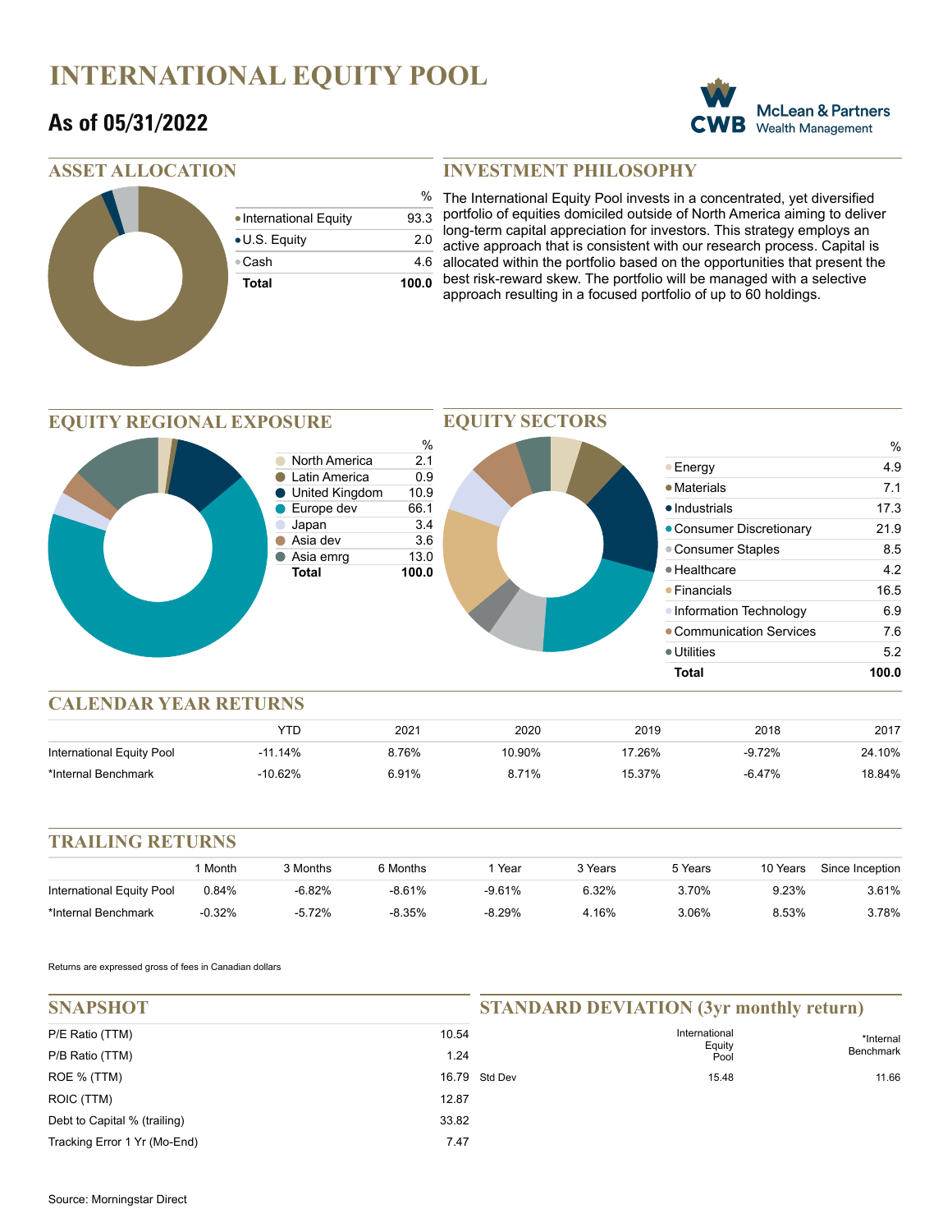# INTERNATIONAL EQUITY POOL

## As of 05/31/2022

McLean & Partners Wealth Management

## ASSET ALLOCATION

| | % |
|---|---|
| International Equity | 93.3 |
| U.S. Equity | 2.0 |
| Cash | 4.6 |
| **Total** | **100.0** |

## INVESTMENT PHILOSOPHY

The International Equity Pool invests in a concentrated, yet diversified portfolio of equities domiciled outside of North America aiming to deliver long-term capital appreciation for investors. This strategy employs an active approach that is consistent with our research process. Capital is allocated within the portfolio based on the opportunities that present the best risk-reward skew. The portfolio will be managed with a selective approach resulting in a focused portfolio of up to 60 holdings.

## EQUITY REGIONAL EXPOSURE

| | % |
|---|---|
| North America | 2.1 |
| Latin America | 0.9 |
| United Kingdom | 10.9 |
| Europe dev | 66.1 |
| Japan | 3.4 |
| Asia dev | 3.6 |
| Asia emrg | 13.0 |
| **Total** | **100.0** |

## EQUITY SECTORS

| | % |
|---|---|
| Energy | 4.9 |
| Materials | 7.1 |
| Industrials | 17.3 |
| Consumer Discretionary | 21.9 |
| Consumer Staples | 8.5 |
| Healthcare | 4.2 |
| Financials | 16.5 |
| Information Technology | 6.9 |
| Communication Services | 7.6 |
| Utilities | 5.2 |
| **Total** | **100.0** |

## CALENDAR YEAR RETURNS

| | YTD | 2021 | 2020 | 2019 | 2018 | 2017 |
|---|---|---|---|---|---|---|
| International Equity Pool | -11.14% | 8.76% | 10.90% | 17.26% | -9.72% | 24.10% |
| *Internal Benchmark | -10.62% | 6.91% | 8.71% | 15.37% | -6.47% | 18.84% |

## TRAILING RETURNS

| | 1 Month | 3 Months | 6 Months | 1 Year | 3 Years | 5 Years | 10 Years | Since Inception |
|---|---|---|---|---|---|---|---|---|
| International Equity Pool | 0.84% | -6.82% | -8.61% | -9.61% | 6.32% | 3.70% | 9.23% | 3.61% |
| *Internal Benchmark | -0.32% | -5.72% | -8.35% | -8.29% | 4.16% | 3.06% | 8.53% | 3.78% |

Returns are expressed gross of fees in Canadian dollars

## SNAPSHOT

| | |
|---|---|
| P/E Ratio (TTM) | 10.54 |
| P/B Ratio (TTM) | 1.24 |
| ROE % (TTM) | 16.79 |
| ROIC (TTM) | 12.87 |
| Debt to Capital % (trailing) | 33.82 |
| Tracking Error 1 Yr (Mo-End) | 7.47 |

## STANDARD DEVIATION (3yr monthly return)

| | International Equity Pool | *Internal Benchmark |
|---|---|---|
| Std Dev | 15.48 | 11.66 |

Source: Morningstar Direct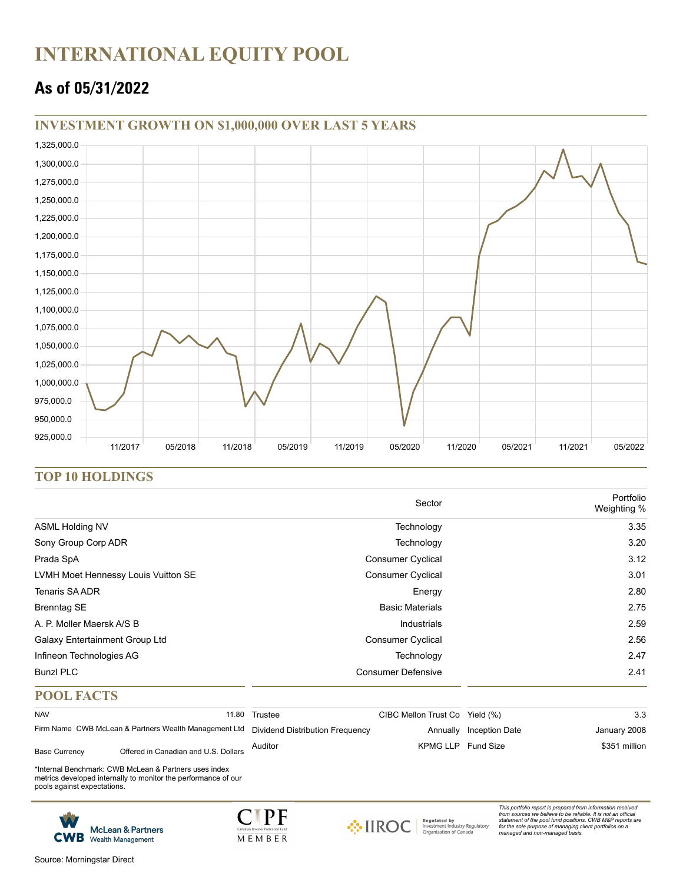# INTERNATIONAL EQUITY POOL

## As of 05/31/2022

### INVESTMENT GROWTH ON $1,000,000 OVER LAST 5 YEARS

1,325,000.0
1,300,000.0
1,275,000.0
1,250,000.0
1,225,000.0
1,200,000.0
1,175,000.0
1,150,000.0
1,125,000.0
1,100,000.0
1,075,000.0
1,050,000.0
1,025,000.0
1,000,000.0
975,000.0
950,000.0
925,000.0

11/2017 05/2018 11/2018 05/2019 11/2019 05/2020 11/2020 05/2021 11/2021 05/2022

### TOP 10 HOLDINGS

| | Sector | Portfolio Weighting % |
|---|---|---|
| ASML Holding NV | Technology | 3.35 |
| Sony Group Corp ADR | Technology | 3.20 |
| Prada SpA | Consumer Cyclical | 3.12 |
| LVMH Moet Hennessy Louis Vuitton SE | Consumer Cyclical | 3.01 |
| Tenaris SA ADR | Energy | 2.80 |
| Brenntag SE | Basic Materials | 2.75 |
| A. P. Moller Maersk A/S B | Industrials | 2.59 |
| Galaxy Entertainment Group Ltd | Consumer Cyclical | 2.56 |
| Infineon Technologies AG | Technology | 2.47 |
| Bunzl PLC | Consumer Defensive | 2.41 |

### POOL FACTS

| | | | | | |
|---|---|---|---|---|---|
| NAV | 11.80 | Trustee | CIBC Mellon Trust Co | Yield (%) | 3.3 |
| Firm Name | CWB McLean & Partners Wealth Management Ltd | Dividend Distribution Frequency | Annually | Inception Date | January 2008 |
| Base Currency | Offered in Canadian and U.S. Dollars | Auditor | KPMG LLP | Fund Size | $351 million |

*Internal Benchmark: CWB McLean & Partners uses index metrics developed internally to monitor the performance of our pools against expectations.

CWB McLean & Partners Wealth Management

CIPF Canadian Investor Protection Fund MEMBER

IIROC Regulated by Investment Industry Regulatory Organization of Canada

*This portfolio report is prepared from information received from sources we believe to be reliable. It is not an official statement of the pool fund positions. CWB M&P reports are for the sole purpose of managing client portfolios on a managed and non-managed basis.*

Source: Morningstar Direct